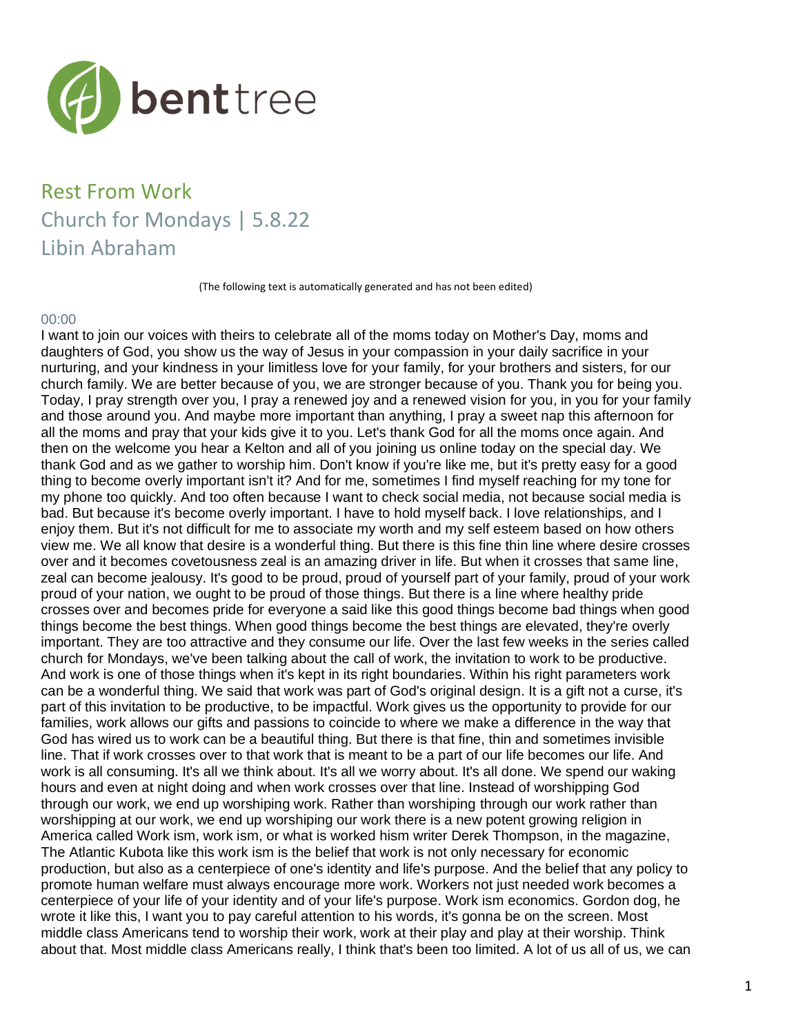# Rest From Work

## Church for Mondays | 5.8.22

## Libin Abraham

(The following text is automatically generated and has not been edited)

00:00

I want to join our voices with theirs to celebrate all of the moms today on Mother's Day, moms and daughters of God, you show us the way of Jesus in your compassion in your daily sacrifice in your nurturing, and your kindness in your limitless love for your family, for your brothers and sisters, for our church family. We are better because of you, we are stronger because of you. Thank you for being you. Today, I pray strength over you, I pray a renewed joy and a renewed vision for you, in you for your family and those around you. And maybe more important than anything, I pray a sweet nap this afternoon for all the moms and pray that your kids give it to you. Let's thank God for all the moms once again. And then on the welcome you hear a Kelton and all of you joining us online today on the special day. We thank God and as we gather to worship him. Don't know if you're like me, but it's pretty easy for a good thing to become overly important isn't it? And for me, sometimes I find myself reaching for my tone for my phone too quickly. And too often because I want to check social media, not because social media is bad. But because it's become overly important. I have to hold myself back. I love relationships, and I enjoy them. But it's not difficult for me to associate my worth and my self esteem based on how others view me. We all know that desire is a wonderful thing. But there is this fine thin line where desire crosses over and it becomes covetousness zeal is an amazing driver in life. But when it crosses that same line, zeal can become jealousy. It's good to be proud, proud of yourself part of your family, proud of your work proud of your nation, we ought to be proud of those things. But there is a line where healthy pride crosses over and becomes pride for everyone a said like this good things become bad things when good things become the best things. When good things become the best things are elevated, they're overly important. They are too attractive and they consume our life. Over the last few weeks in the series called church for Mondays, we've been talking about the call of work, the invitation to work to be productive. And work is one of those things when it's kept in its right boundaries. Within his right parameters work can be a wonderful thing. We said that work was part of God's original design. It is a gift not a curse, it's part of this invitation to be productive, to be impactful. Work gives us the opportunity to provide for our families, work allows our gifts and passions to coincide to where we make a difference in the way that God has wired us to work can be a beautiful thing. But there is that fine, thin and sometimes invisible line. That if work crosses over to that work that is meant to be a part of our life becomes our life. And work is all consuming. It's all we think about. It's all we worry about. It's all done. We spend our waking hours and even at night doing and when work crosses over that line. Instead of worshipping God through our work, we end up worshiping work. Rather than worshiping through our work rather than worshipping at our work, we end up worshiping our work there is a new potent growing religion in America called Work ism, work ism, or what is worked hism writer Derek Thompson, in the magazine, The Atlantic Kubota like this work ism is the belief that work is not only necessary for economic production, but also as a centerpiece of one's identity and life's purpose. And the belief that any policy to promote human welfare must always encourage more work. Workers not just needed work becomes a centerpiece of your life of your identity and of your life's purpose. Work ism economics. Gordon dog, he wrote it like this, I want you to pay careful attention to his words, it's gonna be on the screen. Most middle class Americans tend to worship their work, work at their play and play at their worship. Think about that. Most middle class Americans really, I think that's been too limited. A lot of us all of us, we can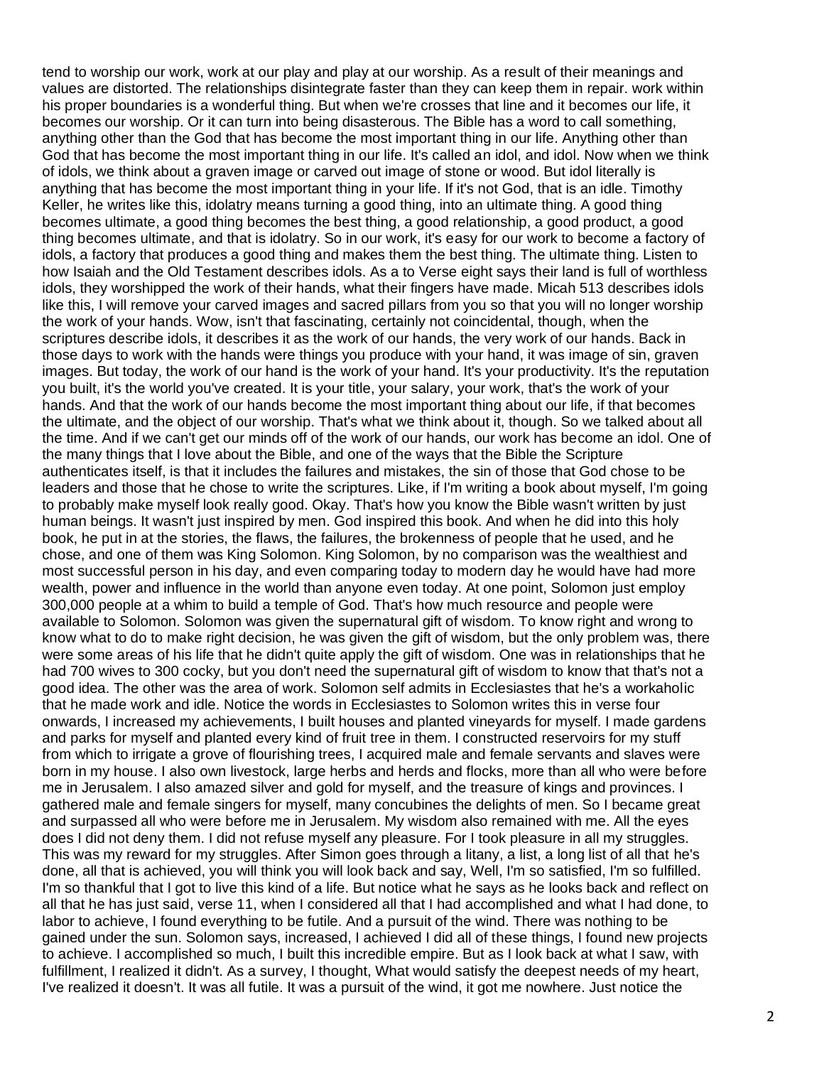tend to worship our work, work at our play and play at our worship. As a result of their meanings and values are distorted. The relationships disintegrate faster than they can keep them in repair. work within his proper boundaries is a wonderful thing. But when we're crosses that line and it becomes our life, it becomes our worship. Or it can turn into being disasterous. The Bible has a word to call something, anything other than the God that has become the most important thing in our life. Anything other than God that has become the most important thing in our life. It's called an idol, and idol. Now when we think of idols, we think about a graven image or carved out image of stone or wood. But idol literally is anything that has become the most important thing in your life. If it's not God, that is an idle. Timothy Keller, he writes like this, idolatry means turning a good thing, into an ultimate thing. A good thing becomes ultimate, a good thing becomes the best thing, a good relationship, a good product, a good thing becomes ultimate, and that is idolatry. So in our work, it's easy for our work to become a factory of idols, a factory that produces a good thing and makes them the best thing. The ultimate thing. Listen to how Isaiah and the Old Testament describes idols. As a to Verse eight says their land is full of worthless idols, they worshipped the work of their hands, what their fingers have made. Micah 513 describes idols like this, I will remove your carved images and sacred pillars from you so that you will no longer worship the work of your hands. Wow, isn't that fascinating, certainly not coincidental, though, when the scriptures describe idols, it describes it as the work of our hands, the very work of our hands. Back in those days to work with the hands were things you produce with your hand, it was image of sin, graven images. But today, the work of our hand is the work of your hand. It's your productivity. It's the reputation you built, it's the world you've created. It is your title, your salary, your work, that's the work of your hands. And that the work of our hands become the most important thing about our life, if that becomes the ultimate, and the object of our worship. That's what we think about it, though. So we talked about all the time. And if we can't get our minds off of the work of our hands, our work has become an idol. One of the many things that I love about the Bible, and one of the ways that the Bible the Scripture authenticates itself, is that it includes the failures and mistakes, the sin of those that God chose to be leaders and those that he chose to write the scriptures. Like, if I'm writing a book about myself, I'm going to probably make myself look really good. Okay. That's how you know the Bible wasn't written by just human beings. It wasn't just inspired by men. God inspired this book. And when he did into this holy book, he put in at the stories, the flaws, the failures, the brokenness of people that he used, and he chose, and one of them was King Solomon. King Solomon, by no comparison was the wealthiest and most successful person in his day, and even comparing today to modern day he would have had more wealth, power and influence in the world than anyone even today. At one point, Solomon just employ 300,000 people at a whim to build a temple of God. That's how much resource and people were available to Solomon. Solomon was given the supernatural gift of wisdom. To know right and wrong to know what to do to make right decision, he was given the gift of wisdom, but the only problem was, there were some areas of his life that he didn't quite apply the gift of wisdom. One was in relationships that he had 700 wives to 300 cocky, but you don't need the supernatural gift of wisdom to know that that's not a good idea. The other was the area of work. Solomon self admits in Ecclesiastes that he's a workaholic that he made work and idle. Notice the words in Ecclesiastes to Solomon writes this in verse four onwards, I increased my achievements, I built houses and planted vineyards for myself. I made gardens and parks for myself and planted every kind of fruit tree in them. I constructed reservoirs for my stuff from which to irrigate a grove of flourishing trees, I acquired male and female servants and slaves were born in my house. I also own livestock, large herbs and herds and flocks, more than all who were before me in Jerusalem. I also amazed silver and gold for myself, and the treasure of kings and provinces. I gathered male and female singers for myself, many concubines the delights of men. So I became great and surpassed all who were before me in Jerusalem. My wisdom also remained with me. All the eyes does I did not deny them. I did not refuse myself any pleasure. For I took pleasure in all my struggles. This was my reward for my struggles. After Simon goes through a litany, a list, a long list of all that he's done, all that is achieved, you will think you will look back and say, Well, I'm so satisfied, I'm so fulfilled. I'm so thankful that I got to live this kind of a life. But notice what he says as he looks back and reflect on all that he has just said, verse 11, when I considered all that I had accomplished and what I had done, to labor to achieve, I found everything to be futile. And a pursuit of the wind. There was nothing to be gained under the sun. Solomon says, increased, I achieved I did all of these things, I found new projects to achieve. I accomplished so much, I built this incredible empire. But as I look back at what I saw, with fulfillment, I realized it didn't. As a survey, I thought, What would satisfy the deepest needs of my heart, I've realized it doesn't. It was all futile. It was a pursuit of the wind, it got me nowhere. Just notice the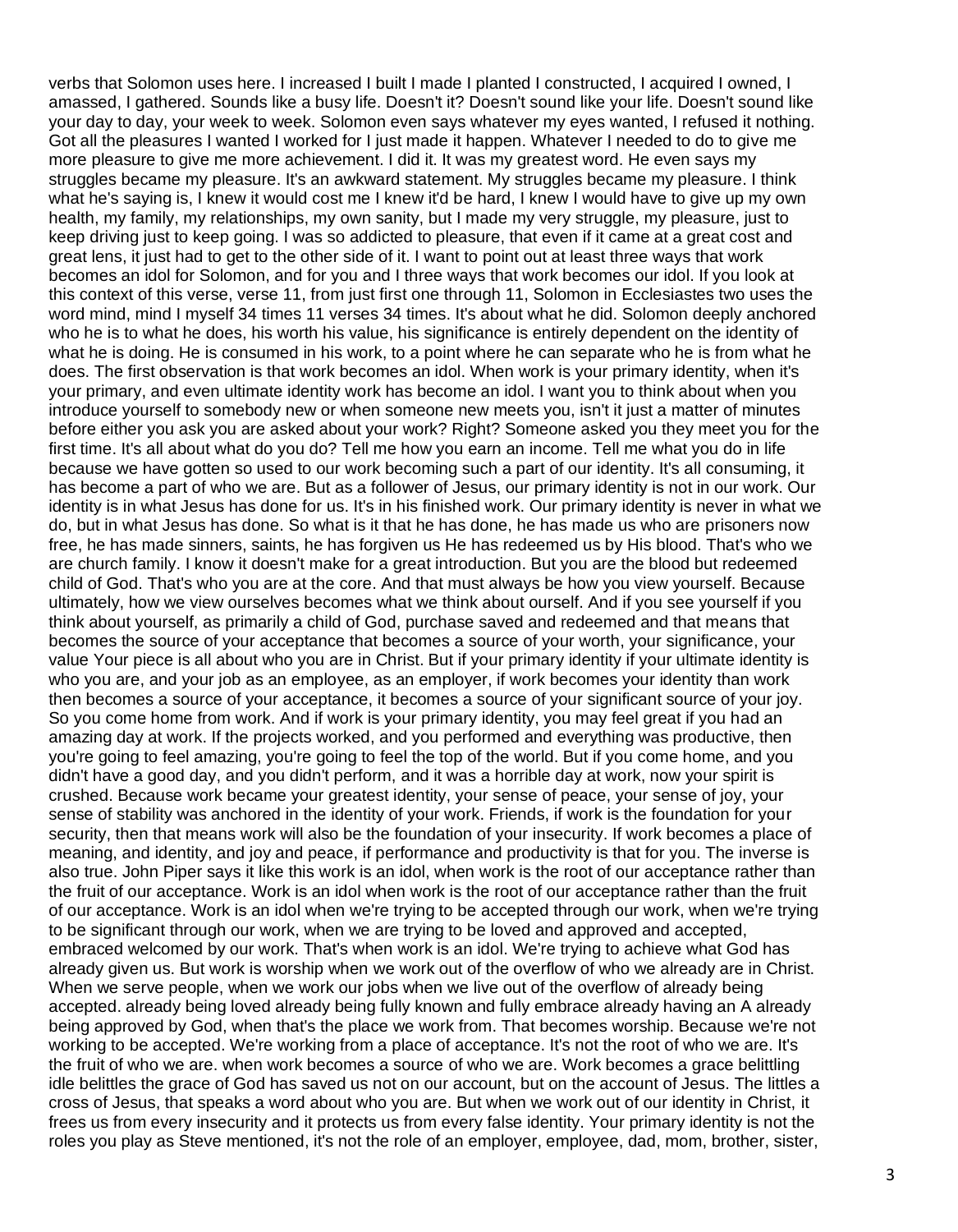verbs that Solomon uses here. I increased I built I made I planted I constructed, I acquired I owned, I amassed, I gathered. Sounds like a busy life. Doesn't it? Doesn't sound like your life. Doesn't sound like your day to day, your week to week. Solomon even says whatever my eyes wanted, I refused it nothing. Got all the pleasures I wanted I worked for I just made it happen. Whatever I needed to do to give me more pleasure to give me more achievement. I did it. It was my greatest word. He even says my struggles became my pleasure. It's an awkward statement. My struggles became my pleasure. I think what he's saying is, I knew it would cost me I knew it'd be hard, I knew I would have to give up my own health, my family, my relationships, my own sanity, but I made my very struggle, my pleasure, just to keep driving just to keep going. I was so addicted to pleasure, that even if it came at a great cost and great lens, it just had to get to the other side of it. I want to point out at least three ways that work becomes an idol for Solomon, and for you and I three ways that work becomes our idol. If you look at this context of this verse, verse 11, from just first one through 11, Solomon in Ecclesiastes two uses the word mind, mind I myself 34 times 11 verses 34 times. It's about what he did. Solomon deeply anchored who he is to what he does, his worth his value, his significance is entirely dependent on the identity of what he is doing. He is consumed in his work, to a point where he can separate who he is from what he does. The first observation is that work becomes an idol. When work is your primary identity, when it's your primary, and even ultimate identity work has become an idol. I want you to think about when you introduce yourself to somebody new or when someone new meets you, isn't it just a matter of minutes before either you ask you are asked about your work? Right? Someone asked you they meet you for the first time. It's all about what do you do? Tell me how you earn an income. Tell me what you do in life because we have gotten so used to our work becoming such a part of our identity. It's all consuming, it has become a part of who we are. But as a follower of Jesus, our primary identity is not in our work. Our identity is in what Jesus has done for us. It's in his finished work. Our primary identity is never in what we do, but in what Jesus has done. So what is it that he has done, he has made us who are prisoners now free, he has made sinners, saints, he has forgiven us He has redeemed us by His blood. That's who we are church family. I know it doesn't make for a great introduction. But you are the blood but redeemed child of God. That's who you are at the core. And that must always be how you view yourself. Because ultimately, how we view ourselves becomes what we think about ourself. And if you see yourself if you think about yourself, as primarily a child of God, purchase saved and redeemed and that means that becomes the source of your acceptance that becomes a source of your worth, your significance, your value Your piece is all about who you are in Christ. But if your primary identity if your ultimate identity is who you are, and your job as an employee, as an employer, if work becomes your identity than work then becomes a source of your acceptance, it becomes a source of your significant source of your joy. So you come home from work. And if work is your primary identity, you may feel great if you had an amazing day at work. If the projects worked, and you performed and everything was productive, then you're going to feel amazing, you're going to feel the top of the world. But if you come home, and you didn't have a good day, and you didn't perform, and it was a horrible day at work, now your spirit is crushed. Because work became your greatest identity, your sense of peace, your sense of joy, your sense of stability was anchored in the identity of your work. Friends, if work is the foundation for your security, then that means work will also be the foundation of your insecurity. If work becomes a place of meaning, and identity, and joy and peace, if performance and productivity is that for you. The inverse is also true. John Piper says it like this work is an idol, when work is the root of our acceptance rather than the fruit of our acceptance. Work is an idol when work is the root of our acceptance rather than the fruit of our acceptance. Work is an idol when we're trying to be accepted through our work, when we're trying to be significant through our work, when we are trying to be loved and approved and accepted, embraced welcomed by our work. That's when work is an idol. We're trying to achieve what God has already given us. But work is worship when we work out of the overflow of who we already are in Christ. When we serve people, when we work our jobs when we live out of the overflow of already being accepted. already being loved already being fully known and fully embrace already having an A already being approved by God, when that's the place we work from. That becomes worship. Because we're not working to be accepted. We're working from a place of acceptance. It's not the root of who we are. It's the fruit of who we are. when work becomes a source of who we are. Work becomes a grace belittling idle belittles the grace of God has saved us not on our account, but on the account of Jesus. The littles a cross of Jesus, that speaks a word about who you are. But when we work out of our identity in Christ, it frees us from every insecurity and it protects us from every false identity. Your primary identity is not the roles you play as Steve mentioned, it's not the role of an employer, employee, dad, mom, brother, sister,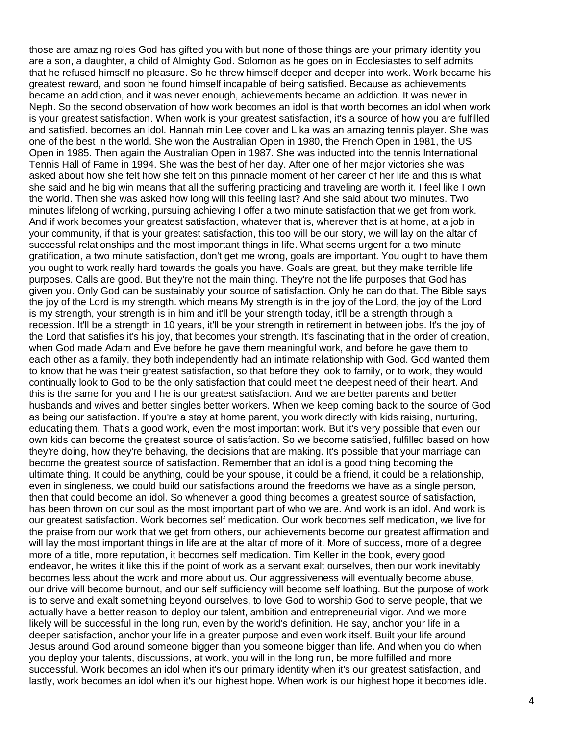those are amazing roles God has gifted you with but none of those things are your primary identity you are a son, a daughter, a child of Almighty God. Solomon as he goes on in Ecclesiastes to self admits that he refused himself no pleasure. So he threw himself deeper and deeper into work. Work became his greatest reward, and soon he found himself incapable of being satisfied. Because as achievements became an addiction, and it was never enough, achievements became an addiction. It was never in Neph. So the second observation of how work becomes an idol is that worth becomes an idol when work is your greatest satisfaction. When work is your greatest satisfaction, it's a source of how you are fulfilled and satisfied. becomes an idol. Hannah min Lee cover and Lika was an amazing tennis player. She was one of the best in the world. She won the Australian Open in 1980, the French Open in 1981, the US Open in 1985. Then again the Australian Open in 1987. She was inducted into the tennis International Tennis Hall of Fame in 1994. She was the best of her day. After one of her major victories she was asked about how she felt how she felt on this pinnacle moment of her career of her life and this is what she said and he big win means that all the suffering practicing and traveling are worth it. I feel like I own the world. Then she was asked how long will this feeling last? And she said about two minutes. Two minutes lifelong of working, pursuing achieving I offer a two minute satisfaction that we get from work. And if work becomes your greatest satisfaction, whatever that is, wherever that is at home, at a job in your community, if that is your greatest satisfaction, this too will be our story, we will lay on the altar of successful relationships and the most important things in life. What seems urgent for a two minute gratification, a two minute satisfaction, don't get me wrong, goals are important. You ought to have them you ought to work really hard towards the goals you have. Goals are great, but they make terrible life purposes. Calls are good. But they're not the main thing. They're not the life purposes that God has given you. Only God can be sustainably your source of satisfaction. Only he can do that. The Bible says the joy of the Lord is my strength. which means My strength is in the joy of the Lord, the joy of the Lord is my strength, your strength is in him and it'll be your strength today, it'll be a strength through a recession. It'll be a strength in 10 years, it'll be your strength in retirement in between jobs. It's the joy of the Lord that satisfies it's his joy, that becomes your strength. It's fascinating that in the order of creation, when God made Adam and Eve before he gave them meaningful work, and before he gave them to each other as a family, they both independently had an intimate relationship with God. God wanted them to know that he was their greatest satisfaction, so that before they look to family, or to work, they would continually look to God to be the only satisfaction that could meet the deepest need of their heart. And this is the same for you and I he is our greatest satisfaction. And we are better parents and better husbands and wives and better singles better workers. When we keep coming back to the source of God as being our satisfaction. If you're a stay at home parent, you work directly with kids raising, nurturing, educating them. That's a good work, even the most important work. But it's very possible that even our own kids can become the greatest source of satisfaction. So we become satisfied, fulfilled based on how they're doing, how they're behaving, the decisions that are making. It's possible that your marriage can become the greatest source of satisfaction. Remember that an idol is a good thing becoming the ultimate thing. It could be anything, could be your spouse, it could be a friend, it could be a relationship, even in singleness, we could build our satisfactions around the freedoms we have as a single person, then that could become an idol. So whenever a good thing becomes a greatest source of satisfaction, has been thrown on our soul as the most important part of who we are. And work is an idol. And work is our greatest satisfaction. Work becomes self medication. Our work becomes self medication, we live for the praise from our work that we get from others, our achievements become our greatest affirmation and will lay the most important things in life are at the altar of more of it. More of success, more of a degree more of a title, more reputation, it becomes self medication. Tim Keller in the book, every good endeavor, he writes it like this if the point of work as a servant exalt ourselves, then our work inevitably becomes less about the work and more about us. Our aggressiveness will eventually become abuse, our drive will become burnout, and our self sufficiency will become self loathing. But the purpose of work is to serve and exalt something beyond ourselves, to love God to worship God to serve people, that we actually have a better reason to deploy our talent, ambition and entrepreneurial vigor. And we more likely will be successful in the long run, even by the world's definition. He say, anchor your life in a deeper satisfaction, anchor your life in a greater purpose and even work itself. Built your life around Jesus around God around someone bigger than you someone bigger than life. And when you do when you deploy your talents, discussions, at work, you will in the long run, be more fulfilled and more successful. Work becomes an idol when it's our primary identity when it's our greatest satisfaction, and lastly, work becomes an idol when it's our highest hope. When work is our highest hope it becomes idle.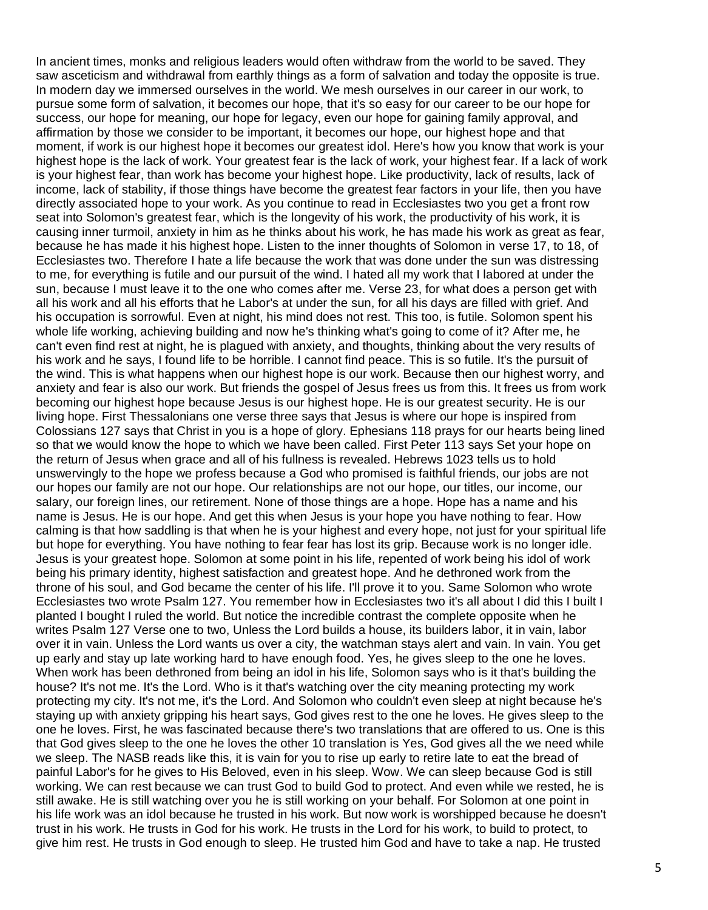In ancient times, monks and religious leaders would often withdraw from the world to be saved. They saw asceticism and withdrawal from earthly things as a form of salvation and today the opposite is true. In modern day we immersed ourselves in the world. We mesh ourselves in our career in our work, to pursue some form of salvation, it becomes our hope, that it's so easy for our career to be our hope for success, our hope for meaning, our hope for legacy, even our hope for gaining family approval, and affirmation by those we consider to be important, it becomes our hope, our highest hope and that moment, if work is our highest hope it becomes our greatest idol. Here's how you know that work is your highest hope is the lack of work. Your greatest fear is the lack of work, your highest fear. If a lack of work is your highest fear, than work has become your highest hope. Like productivity, lack of results, lack of income, lack of stability, if those things have become the greatest fear factors in your life, then you have directly associated hope to your work. As you continue to read in Ecclesiastes two you get a front row seat into Solomon's greatest fear, which is the longevity of his work, the productivity of his work, it is causing inner turmoil, anxiety in him as he thinks about his work, he has made his work as great as fear, because he has made it his highest hope. Listen to the inner thoughts of Solomon in verse 17, to 18, of Ecclesiastes two. Therefore I hate a life because the work that was done under the sun was distressing to me, for everything is futile and our pursuit of the wind. I hated all my work that I labored at under the sun, because I must leave it to the one who comes after me. Verse 23, for what does a person get with all his work and all his efforts that he Labor's at under the sun, for all his days are filled with grief. And his occupation is sorrowful. Even at night, his mind does not rest. This too, is futile. Solomon spent his whole life working, achieving building and now he's thinking what's going to come of it? After me, he can't even find rest at night, he is plagued with anxiety, and thoughts, thinking about the very results of his work and he says, I found life to be horrible. I cannot find peace. This is so futile. It's the pursuit of the wind. This is what happens when our highest hope is our work. Because then our highest worry, and anxiety and fear is also our work. But friends the gospel of Jesus frees us from this. It frees us from work becoming our highest hope because Jesus is our highest hope. He is our greatest security. He is our living hope. First Thessalonians one verse three says that Jesus is where our hope is inspired from Colossians 127 says that Christ in you is a hope of glory. Ephesians 118 prays for our hearts being lined so that we would know the hope to which we have been called. First Peter 113 says Set your hope on the return of Jesus when grace and all of his fullness is revealed. Hebrews 1023 tells us to hold unswervingly to the hope we profess because a God who promised is faithful friends, our jobs are not our hopes our family are not our hope. Our relationships are not our hope, our titles, our income, our salary, our foreign lines, our retirement. None of those things are a hope. Hope has a name and his name is Jesus. He is our hope. And get this when Jesus is your hope you have nothing to fear. How calming is that how saddling is that when he is your highest and every hope, not just for your spiritual life but hope for everything. You have nothing to fear fear has lost its grip. Because work is no longer idle. Jesus is your greatest hope. Solomon at some point in his life, repented of work being his idol of work being his primary identity, highest satisfaction and greatest hope. And he dethroned work from the throne of his soul, and God became the center of his life. I'll prove it to you. Same Solomon who wrote Ecclesiastes two wrote Psalm 127. You remember how in Ecclesiastes two it's all about I did this I built I planted I bought I ruled the world. But notice the incredible contrast the complete opposite when he writes Psalm 127 Verse one to two, Unless the Lord builds a house, its builders labor, it in vain, labor over it in vain. Unless the Lord wants us over a city, the watchman stays alert and vain. In vain. You get up early and stay up late working hard to have enough food. Yes, he gives sleep to the one he loves. When work has been dethroned from being an idol in his life, Solomon says who is it that's building the house? It's not me. It's the Lord. Who is it that's watching over the city meaning protecting my work protecting my city. It's not me, it's the Lord. And Solomon who couldn't even sleep at night because he's staying up with anxiety gripping his heart says, God gives rest to the one he loves. He gives sleep to the one he loves. First, he was fascinated because there's two translations that are offered to us. One is this that God gives sleep to the one he loves the other 10 translation is Yes, God gives all the we need while we sleep. The NASB reads like this, it is vain for you to rise up early to retire late to eat the bread of painful Labor's for he gives to His Beloved, even in his sleep. Wow. We can sleep because God is still working. We can rest because we can trust God to build God to protect. And even while we rested, he is still awake. He is still watching over you he is still working on your behalf. For Solomon at one point in his life work was an idol because he trusted in his work. But now work is worshipped because he doesn't trust in his work. He trusts in God for his work. He trusts in the Lord for his work, to build to protect, to give him rest. He trusts in God enough to sleep. He trusted him God and have to take a nap. He trusted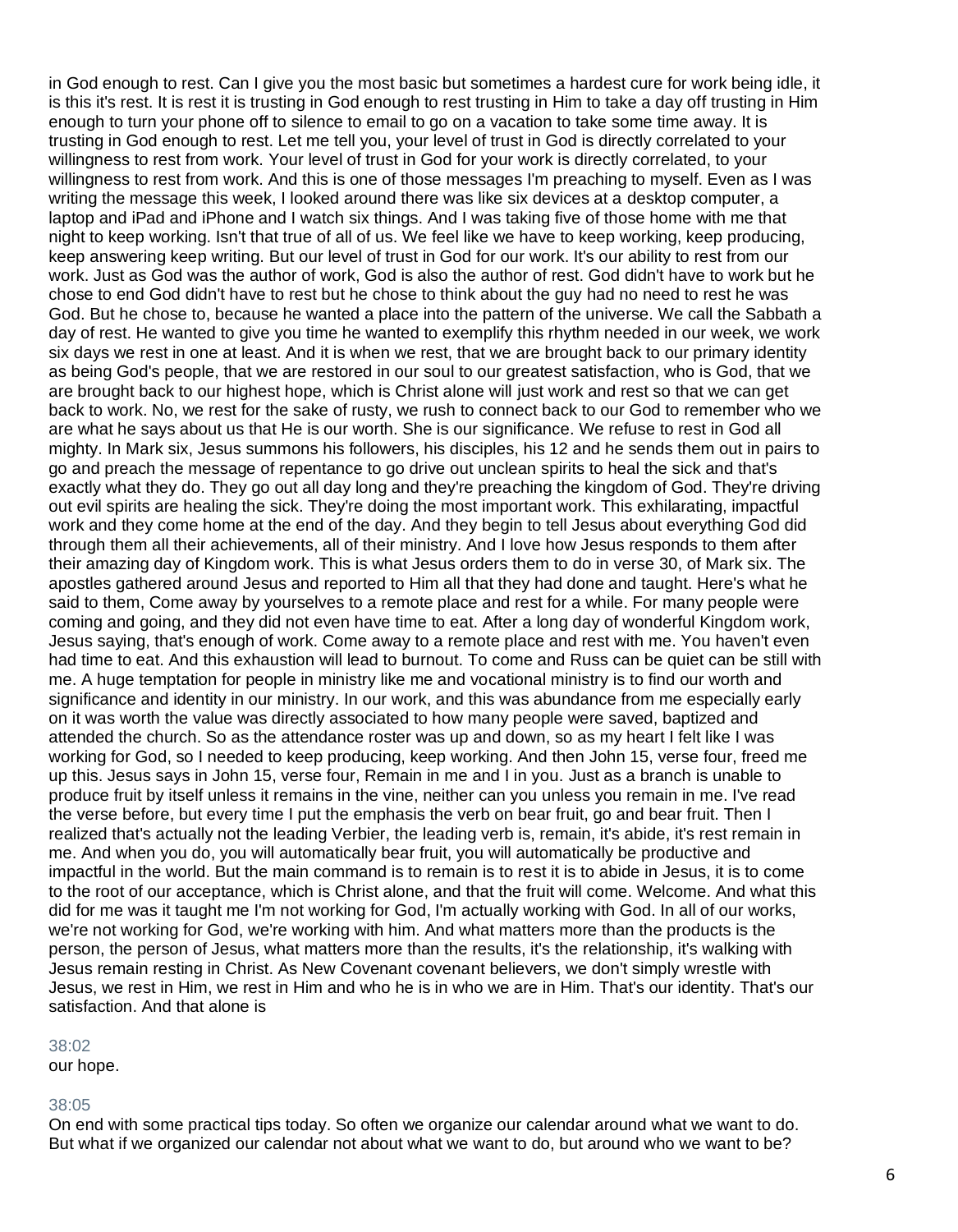in God enough to rest. Can I give you the most basic but sometimes a hardest cure for work being idle, it is this it's rest. It is rest it is trusting in God enough to rest trusting in Him to take a day off trusting in Him enough to turn your phone off to silence to email to go on a vacation to take some time away. It is trusting in God enough to rest. Let me tell you, your level of trust in God is directly correlated to your willingness to rest from work. Your level of trust in God for your work is directly correlated, to your willingness to rest from work. And this is one of those messages I'm preaching to myself. Even as I was writing the message this week, I looked around there was like six devices at a desktop computer, a laptop and iPad and iPhone and I watch six things. And I was taking five of those home with me that night to keep working. Isn't that true of all of us. We feel like we have to keep working, keep producing, keep answering keep writing. But our level of trust in God for our work. It's our ability to rest from our work. Just as God was the author of work, God is also the author of rest. God didn't have to work but he chose to end God didn't have to rest but he chose to think about the guy had no need to rest he was God. But he chose to, because he wanted a place into the pattern of the universe. We call the Sabbath a day of rest. He wanted to give you time he wanted to exemplify this rhythm needed in our week, we work six days we rest in one at least. And it is when we rest, that we are brought back to our primary identity as being God's people, that we are restored in our soul to our greatest satisfaction, who is God, that we are brought back to our highest hope, which is Christ alone will just work and rest so that we can get back to work. No, we rest for the sake of rusty, we rush to connect back to our God to remember who we are what he says about us that He is our worth. She is our significance. We refuse to rest in God all mighty. In Mark six, Jesus summons his followers, his disciples, his 12 and he sends them out in pairs to go and preach the message of repentance to go drive out unclean spirits to heal the sick and that's exactly what they do. They go out all day long and they're preaching the kingdom of God. They're driving out evil spirits are healing the sick. They're doing the most important work. This exhilarating, impactful work and they come home at the end of the day. And they begin to tell Jesus about everything God did through them all their achievements, all of their ministry. And I love how Jesus responds to them after their amazing day of Kingdom work. This is what Jesus orders them to do in verse 30, of Mark six. The apostles gathered around Jesus and reported to Him all that they had done and taught. Here's what he said to them, Come away by yourselves to a remote place and rest for a while. For many people were coming and going, and they did not even have time to eat. After a long day of wonderful Kingdom work, Jesus saying, that's enough of work. Come away to a remote place and rest with me. You haven't even had time to eat. And this exhaustion will lead to burnout. To come and Russ can be quiet can be still with me. A huge temptation for people in ministry like me and vocational ministry is to find our worth and significance and identity in our ministry. In our work, and this was abundance from me especially early on it was worth the value was directly associated to how many people were saved, baptized and attended the church. So as the attendance roster was up and down, so as my heart I felt like I was working for God, so I needed to keep producing, keep working. And then John 15, verse four, freed me up this. Jesus says in John 15, verse four, Remain in me and I in you. Just as a branch is unable to produce fruit by itself unless it remains in the vine, neither can you unless you remain in me. I've read the verse before, but every time I put the emphasis the verb on bear fruit, go and bear fruit. Then I realized that's actually not the leading Verbier, the leading verb is, remain, it's abide, it's rest remain in me. And when you do, you will automatically bear fruit, you will automatically be productive and impactful in the world. But the main command is to remain is to rest it is to abide in Jesus, it is to come to the root of our acceptance, which is Christ alone, and that the fruit will come. Welcome. And what this did for me was it taught me I'm not working for God, I'm actually working with God. In all of our works, we're not working for God, we're working with him. And what matters more than the products is the person, the person of Jesus, what matters more than the results, it's the relationship, it's walking with Jesus remain resting in Christ. As New Covenant covenant believers, we don't simply wrestle with Jesus, we rest in Him, we rest in Him and who he is in who we are in Him. That's our identity. That's our satisfaction. And that alone is

38:02
our hope.

38:05
On end with some practical tips today. So often we organize our calendar around what we want to do. But what if we organized our calendar not about what we want to do, but around who we want to be?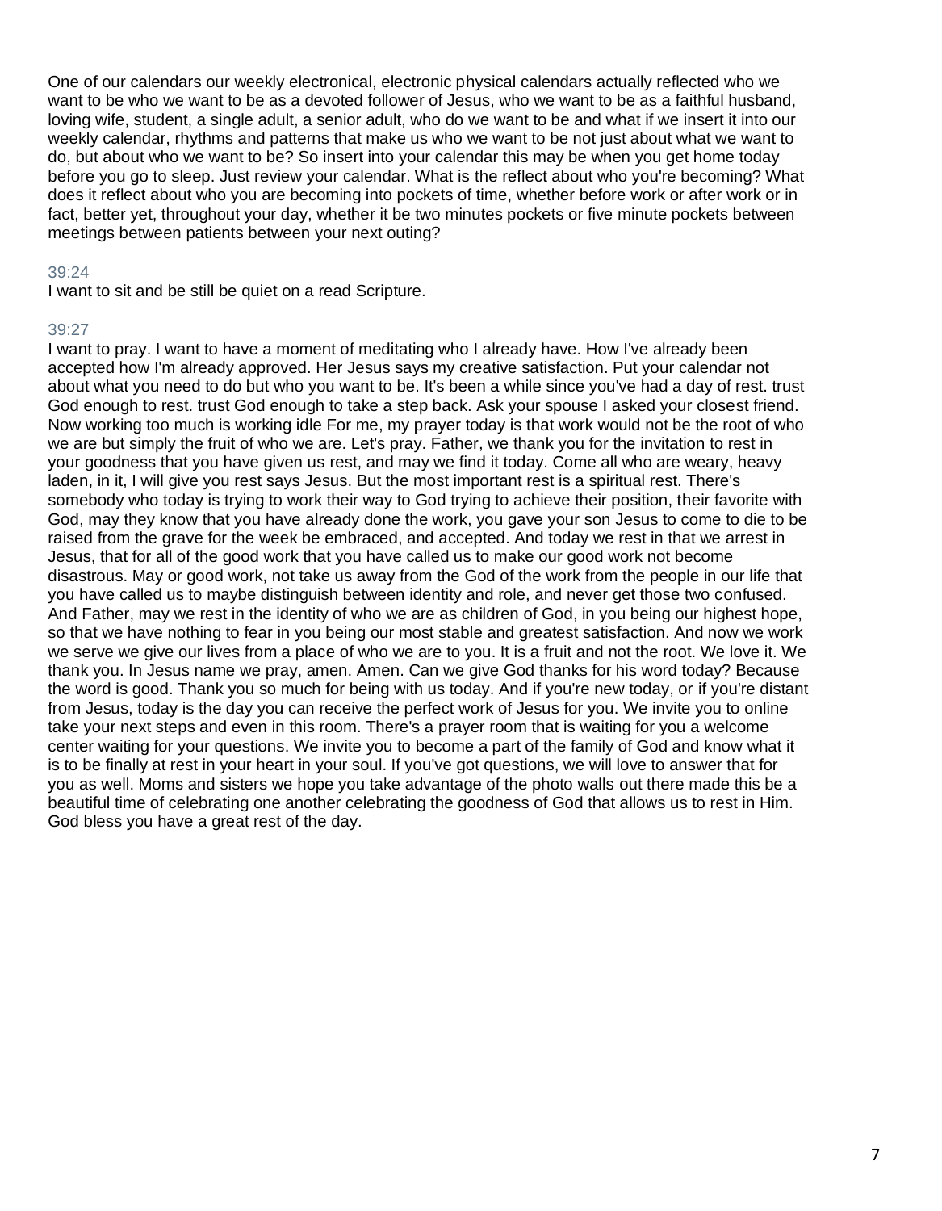One of our calendars our weekly electronical, electronic physical calendars actually reflected who we want to be who we want to be as a devoted follower of Jesus, who we want to be as a faithful husband, loving wife, student, a single adult, a senior adult, who do we want to be and what if we insert it into our weekly calendar, rhythms and patterns that make us who we want to be not just about what we want to do, but about who we want to be? So insert into your calendar this may be when you get home today before you go to sleep. Just review your calendar. What is the reflect about who you're becoming? What does it reflect about who you are becoming into pockets of time, whether before work or after work or in fact, better yet, throughout your day, whether it be two minutes pockets or five minute pockets between meetings between patients between your next outing?

39:24

I want to sit and be still be quiet on a read Scripture.

39:27

I want to pray. I want to have a moment of meditating who I already have. How I've already been accepted how I'm already approved. Her Jesus says my creative satisfaction. Put your calendar not about what you need to do but who you want to be. It's been a while since you've had a day of rest. trust God enough to rest. trust God enough to take a step back. Ask your spouse I asked your closest friend. Now working too much is working idle For me, my prayer today is that work would not be the root of who we are but simply the fruit of who we are. Let's pray. Father, we thank you for the invitation to rest in your goodness that you have given us rest, and may we find it today. Come all who are weary, heavy laden, in it, I will give you rest says Jesus. But the most important rest is a spiritual rest. There's somebody who today is trying to work their way to God trying to achieve their position, their favorite with God, may they know that you have already done the work, you gave your son Jesus to come to die to be raised from the grave for the week be embraced, and accepted. And today we rest in that we arrest in Jesus, that for all of the good work that you have called us to make our good work not become disastrous. May or good work, not take us away from the God of the work from the people in our life that you have called us to maybe distinguish between identity and role, and never get those two confused. And Father, may we rest in the identity of who we are as children of God, in you being our highest hope, so that we have nothing to fear in you being our most stable and greatest satisfaction. And now we work we serve we give our lives from a place of who we are to you. It is a fruit and not the root. We love it. We thank you. In Jesus name we pray, amen. Amen. Can we give God thanks for his word today? Because the word is good. Thank you so much for being with us today. And if you're new today, or if you're distant from Jesus, today is the day you can receive the perfect work of Jesus for you. We invite you to online take your next steps and even in this room. There's a prayer room that is waiting for you a welcome center waiting for your questions. We invite you to become a part of the family of God and know what it is to be finally at rest in your heart in your soul. If you've got questions, we will love to answer that for you as well. Moms and sisters we hope you take advantage of the photo walls out there made this be a beautiful time of celebrating one another celebrating the goodness of God that allows us to rest in Him. God bless you have a great rest of the day.